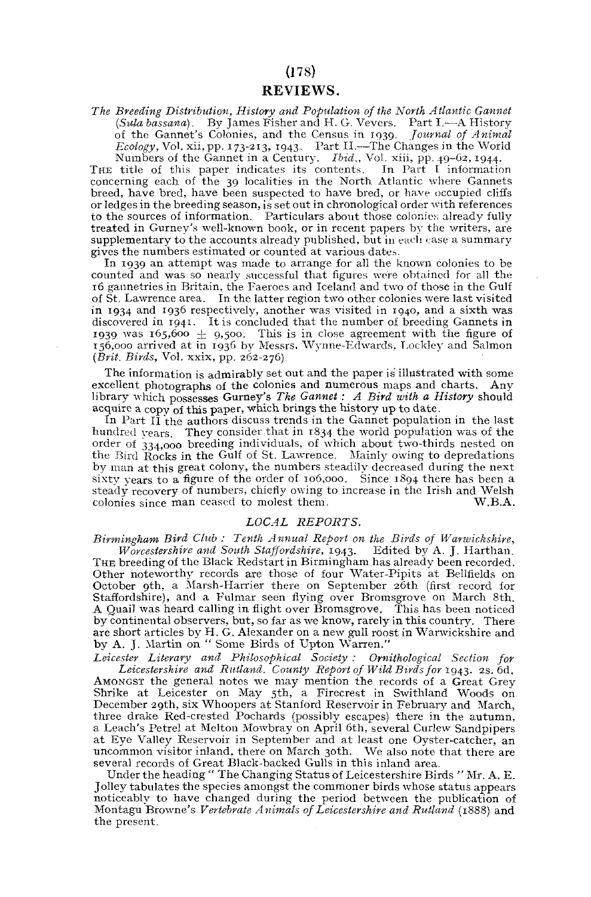## REVIEWS.

*The Breeding Distribution, History and Population of the North Atlantic Gannet* (*Sula bassana*). By James Fisher and H. G. Vevers. Part I.—A History of the Gannet's Colonies, and the Census in 1939. *Journal of Animal Ecology*, Vol. xii, pp. 173-213, 1943. Part II.—The Changes in the World Numbers of the Gannet in a Century. *Ibid.*, Vol. xiii, pp. 49-62, 1944.

THE title of this paper indicates its contents. In Part I information concerning each of the 39 localities in the North Atlantic where Gannets breed, have bred, have been suspected to have bred, or have occupied cliffs or ledges in the breeding season, is set out in chronological order with references to the sources of information. Particulars about those colonies already fully treated in Gurney's well-known book, or in recent papers by the writers, are supplementary to the accounts already published, but in each case a summary gives the numbers estimated or counted at various dates.

In 1939 an attempt was made to arrange for all the known colonies to be counted and was so nearly successful that figures were obtained for all the 16 gannetries in Britain, the Faeroes and Iceland and two of those in the Gulf of St. Lawrence area. In the latter region two other colonies were last visited in 1934 and 1936 respectively, another was visited in 1940, and a sixth was discovered in 1941. It is concluded that the number of breeding Gannets in 1939 was 165,600 ± 9,500. This is in close agreement with the figure of 156,000 arrived at in 1936 by Messrs. Wynne-Edwards, Lockley and Salmon (*Brit. Birds*, Vol. xxix, pp. 262-276).

The information is admirably set out and the paper is illustrated with some excellent photographs of the colonies and numerous maps and charts. Any library which possesses Gurney's *The Gannet: A Bird with a History* should acquire a copy of this paper, which brings the history up to date.

In Part II the authors discuss trends in the Gannet population in the last hundred years. They consider that in 1834 the world population was of the order of 334,000 breeding individuals, of which about two-thirds nested on the Bird Rocks in the Gulf of St. Lawrence. Mainly owing to depredations by man at this great colony, the numbers steadily decreased during the next sixty years to a figure of the order of 106,000. Since 1894 there has been a steady recovery of numbers, chiefly owing to increase in the Irish and Welsh colonies since man ceased to molest them. W.B.A.

### *LOCAL REPORTS.*

*Birmingham Bird Club: Tenth Annual Report on the Birds of Warwickshire, Worcestershire and South Staffordshire*, 1943. Edited by A. J. Harthan.

THE breeding of the Black Redstart in Birmingham has already been recorded. Other noteworthy records are those of four Water-Pipits at Bellfields on October 9th, a Marsh-Harrier there on September 26th (first record for Staffordshire), and a Fulmar seen flying over Bromsgrove on March 8th. A Quail was heard calling in flight over Bromsgrove. This has been noticed by continental observers, but, so far as we know, rarely in this country. There are short articles by H. G. Alexander on a new gull roost in Warwickshire and by A. J. Martin on "Some Birds of Upton Warren."

*Leicester Literary and Philosophical Society: Ornithological Section for Leicestershire and Rutland. County Report of Wild Birds for* 1943. 2s. 6d.

AMONGST the general notes we may mention the records of a Great Grey Shrike at Leicester on May 5th, a Firecrest in Swithland Woods on December 29th, six Whoopers at Stanford Reservoir in February and March, three drake Red-crested Pochards (possibly escapes) there in the autumn, a Leach's Petrel at Melton Mowbray on April 6th, several Curlew Sandpipers at Eye Valley Reservoir in September and at least one Oyster-catcher, an uncommon visitor inland, there on March 30th. We also note that there are several records of Great Black-backed Gulls in this inland area.

Under the heading "The Changing Status of Leicestershire Birds" Mr. A. E. Jolley tabulates the species amongst the commoner birds whose status appears noticeably to have changed during the period between the publication of Montagu Browne's *Vertebrate Animals of Leicestershire and Rutland* (1888) and the present.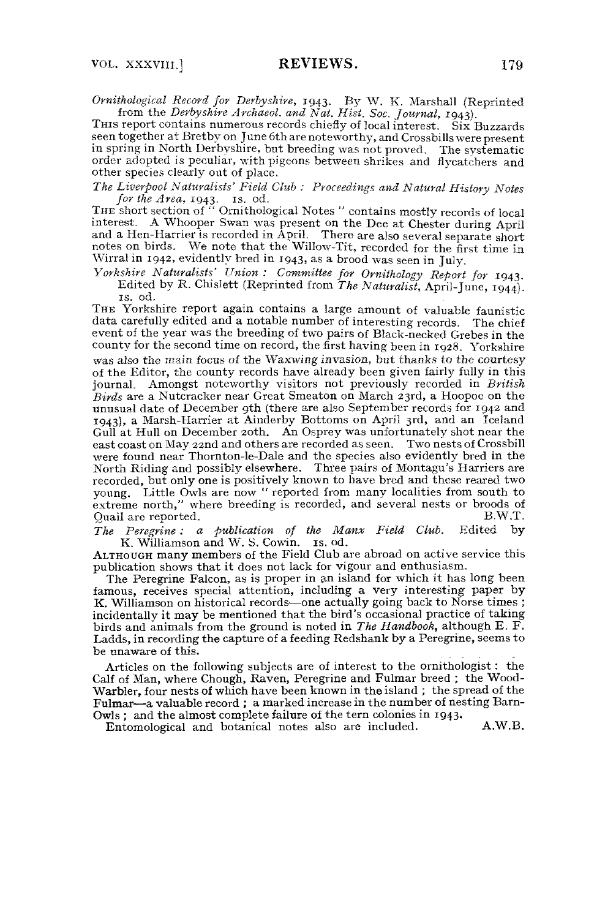*Ornithological Record for Derbyshire*, 1943. By W. K. Marshall (Reprinted from the *Derbyshire Archaeol. and Nat. Hist. Soc. Journal*, 1943).

THIS report contains numerous records chiefly of local interest. Six Buzzards seen together at Bretby on June 6th are noteworthy, and Crossbills were present in spring in North Derbyshire, but breeding was not proved. The systematic order adopted is peculiar, with pigeons between shrikes and flycatchers and other species clearly out of place.

*The Liverpool Naturalists' Field Club : Proceedings and Natural History Notes for the Area*, 1943. 1s. od.

THE short section of " Ornithological Notes " contains mostly records of local interest. A Whooper Swan was present on the Dee at Chester during April and a Hen-Harrier is recorded in April. There are also several separate short notes on birds. We note that the Willow-Tit, recorded for the first time in Wirral in 1942, evidently bred in 1943, as a brood was seen in July.

*Yorkshire Naturalists' Union : Committee for Ornithology Report for* 1943. Edited by R. Chislett (Reprinted from *The Naturalist*, April-June, 1944). 1s. od.

THE Yorkshire report again contains a large amount of valuable faunistic data carefully edited and a notable number of interesting records. The chief event of the year was the breeding of two pairs of Black-necked Grebes in the county for the second time on record, the first having been in 1928. Yorkshire was also the main focus of the Waxwing invasion, but thanks to the courtesy of the Editor, the county records have already been given fairly fully in this journal. Amongst noteworthy visitors not previously recorded in *British Birds* are a Nutcracker near Great Smeaton on March 23rd, a Hoopoe on the unusual date of December 9th (there are also September records for 1942 and 1943), a Marsh-Harrier at Ainderby Bottoms on April 3rd, and an Iceland Gull at Hull on December 20th. An Osprey was unfortunately shot near the east coast on May 22nd and others are recorded as seen. Two nests of Crossbill were found near Thornton-le-Dale and the species also evidently bred in the North Riding and possibly elsewhere. Three pairs of Montagu's Harriers are recorded, but only one is positively known to have bred and these reared two young. Little Owls are now " reported from many localities from south to extreme north," where breeding is recorded, and several nests or broods of Quail are reported. B.W.T.

*The Peregrine : a publication of the Manx Field Club.* Edited by K. Williamson and W. S. Cowin. 1s. od.

ALTHOUGH many members of the Field Club are abroad on active service this publication shows that it does not lack for vigour and enthusiasm.

The Peregrine Falcon, as is proper in an island for which it has long been famous, receives special attention, including a very interesting paper by K. Williamson on historical records—one actually going back to Norse times ; incidentally it may be mentioned that the bird's occasional practice of taking birds and animals from the ground is noted in *The Handbook*, although E. F. Ladds, in recording the capture of a feeding Redshank by a Peregrine, seems to be unaware of this.

Articles on the following subjects are of interest to the ornithologist : the Calf of Man, where Chough, Raven, Peregrine and Fulmar breed ; the Wood-Warbler, four nests of which have been known in the island ; the spread of the Fulmar—a valuable record ; a marked increase in the number of nesting Barn-Owls ; and the almost complete failure of the tern colonies in 1943.

Entomological and botanical notes also are included. A.W.B.